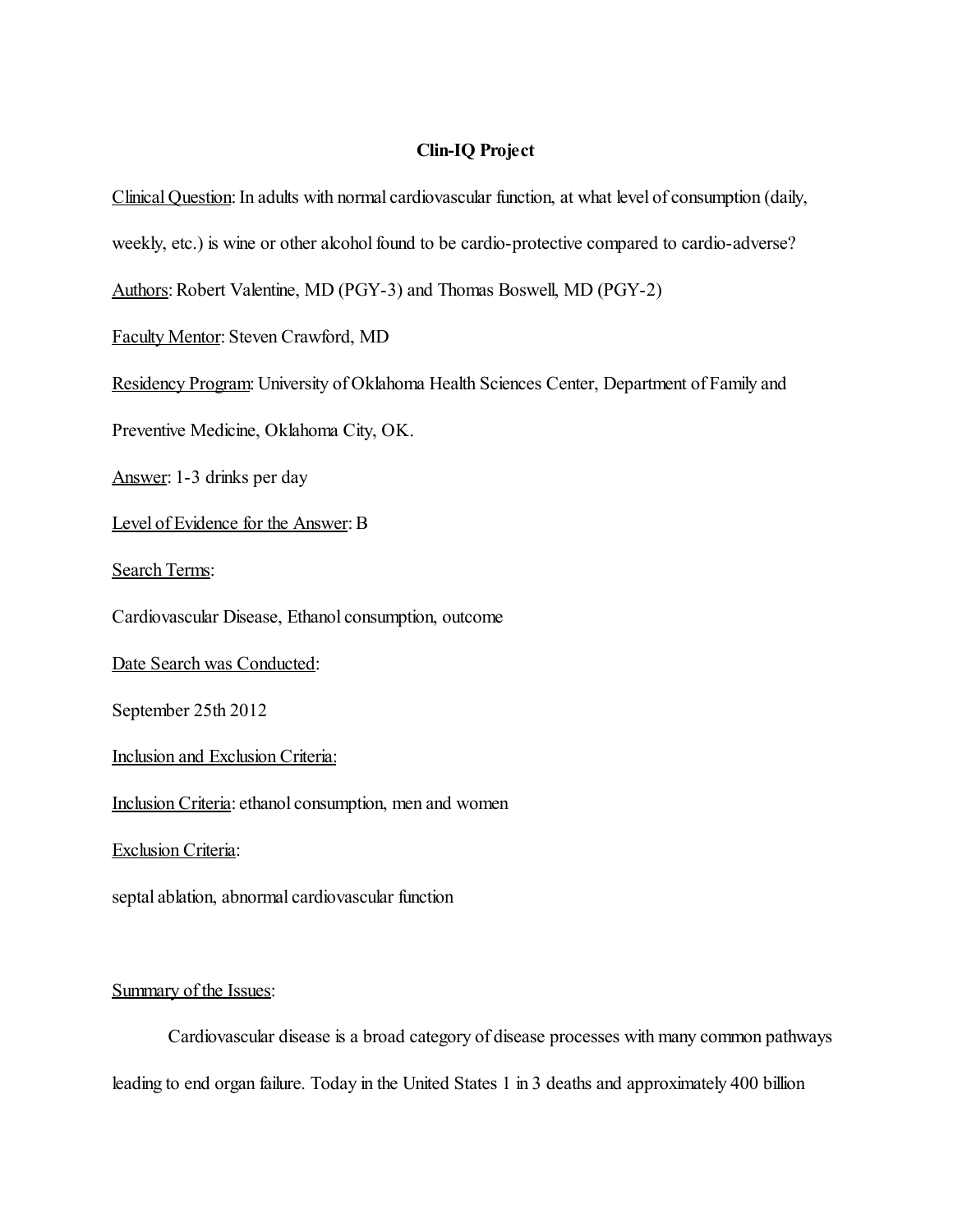# Clin-IQ Project

Clinical Question: In adults with normal cardiovascular function, at what level of consumption (daily, weekly, etc.) is wine or other alcohol found to be cardio-protective compared to cardio-adverse?

Authors: Robert Valentine, MD (PGY-3) and Thomas Boswell, MD (PGY-2)

Faculty Mentor: Steven Crawford, MD

Residency Program: University of Oklahoma Health Sciences Center, Department of Family and Preventive Medicine, Oklahoma City, OK.

Answer: 1-3 drinks per day

Level of Evidence for the Answer: B

Search Terms:

Cardiovascular Disease, Ethanol consumption, outcome

Date Search was Conducted:

September 25th 2012

Inclusion and Exclusion Criteria:

Inclusion Criteria: ethanol consumption, men and women

Exclusion Criteria:

septal ablation, abnormal cardiovascular function

Summary of the Issues:

Cardiovascular disease is a broad category of disease processes with many common pathways leading to end organ failure. Today in the United States 1 in 3 deaths and approximately 400 billion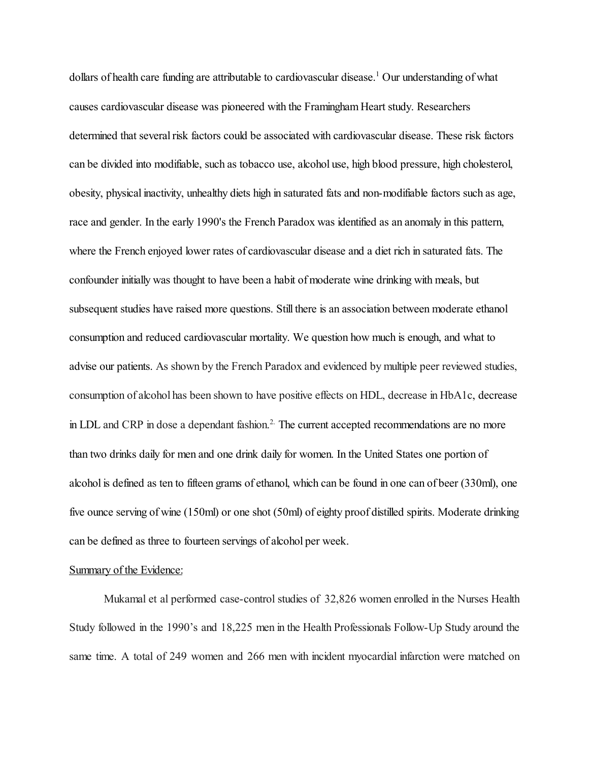dollars of health care funding are attributable to cardiovascular disease.[1] Our understanding of what causes cardiovascular disease was pioneered with the Framingham Heart study. Researchers determined that several risk factors could be associated with cardiovascular disease. These risk factors can be divided into modifiable, such as tobacco use, alcohol use, high blood pressure, high cholesterol, obesity, physical inactivity, unhealthy diets high in saturated fats and non-modifiable factors such as age, race and gender. In the early 1990's the French Paradox was identified as an anomaly in this pattern, where the French enjoyed lower rates of cardiovascular disease and a diet rich in saturated fats. The confounder initially was thought to have been a habit of moderate wine drinking with meals, but subsequent studies have raised more questions. Still there is an association between moderate ethanol consumption and reduced cardiovascular mortality. We question how much is enough, and what to advise our patients. As shown by the French Paradox and evidenced by multiple peer reviewed studies, consumption of alcohol has been shown to have positive effects on HDL, decrease in HbA1c, decrease in LDL and CRP in dose a dependant fashion.[2.] The current accepted recommendations are no more than two drinks daily for men and one drink daily for women. In the United States one portion of alcohol is defined as ten to fifteen grams of ethanol, which can be found in one can of beer (330ml), one five ounce serving of wine (150ml) or one shot (50ml) of eighty proof distilled spirits. Moderate drinking can be defined as three to fourteen servings of alcohol per week.

Summary of the Evidence:

Mukamal et al performed case-control studies of 32,826 women enrolled in the Nurses Health Study followed in the 1990's and 18,225 men in the Health Professionals Follow-Up Study around the same time. A total of 249 women and 266 men with incident myocardial infarction were matched on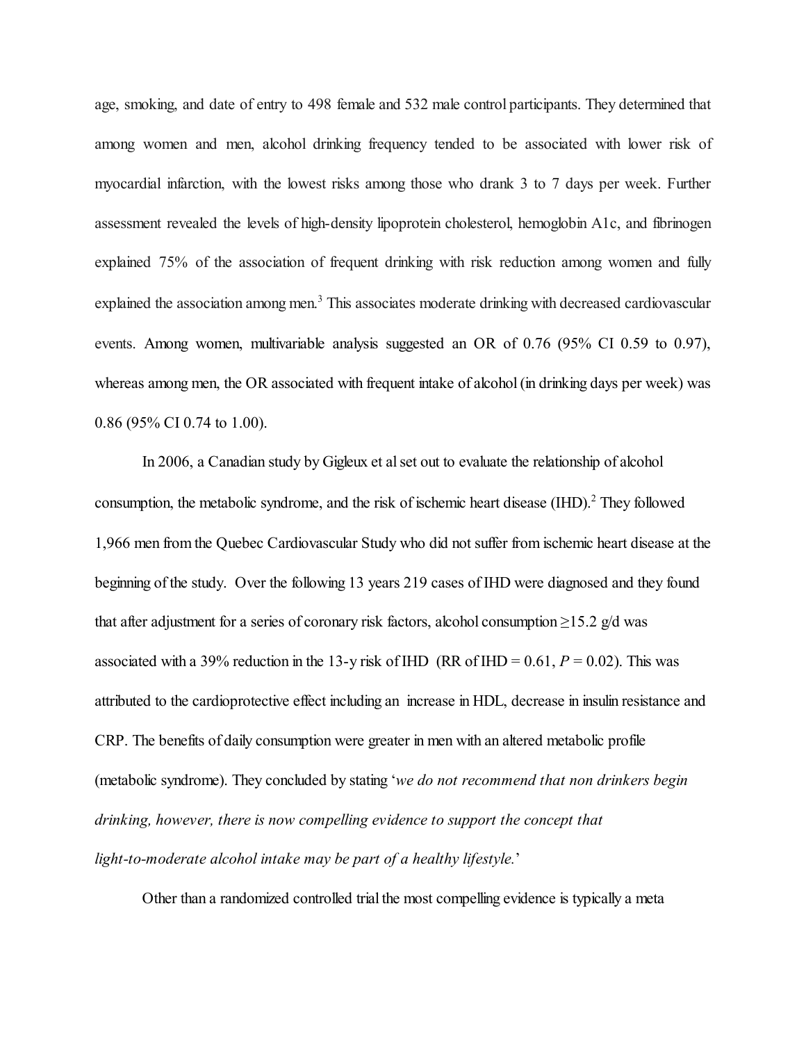age, smoking, and date of entry to 498 female and 532 male control participants. They determined that among women and men, alcohol drinking frequency tended to be associated with lower risk of myocardial infarction, with the lowest risks among those who drank 3 to 7 days per week. Further assessment revealed the levels of high-density lipoprotein cholesterol, hemoglobin A1c, and fibrinogen explained 75% of the association of frequent drinking with risk reduction among women and fully explained the association among men.[3] This associates moderate drinking with decreased cardiovascular events. Among women, multivariable analysis suggested an OR of 0.76 (95% CI 0.59 to 0.97), whereas among men, the OR associated with frequent intake of alcohol (in drinking days per week) was 0.86 (95% CI 0.74 to 1.00).

In 2006, a Canadian study by Gigleux et al set out to evaluate the relationship of alcohol consumption, the metabolic syndrome, and the risk of ischemic heart disease (IHD).[2] They followed 1,966 men from the Quebec Cardiovascular Study who did not suffer from ischemic heart disease at the beginning of the study. Over the following 13 years 219 cases of IHD were diagnosed and they found that after adjustment for a series of coronary risk factors, alcohol consumption ≥15.2 g/d was associated with a 39% reduction in the 13-y risk of IHD (RR of IHD = 0.61, $P = 0.02$). This was attributed to the cardioprotective effect including an increase in HDL, decrease in insulin resistance and CRP. The benefits of daily consumption were greater in men with an altered metabolic profile (metabolic syndrome). They concluded by stating '*we do not recommend that non drinkers begin drinking, however, there is now compelling evidence to support the concept that light-to-moderate alcohol intake may be part of a healthy lifestyle.*'

Other than a randomized controlled trial the most compelling evidence is typically a meta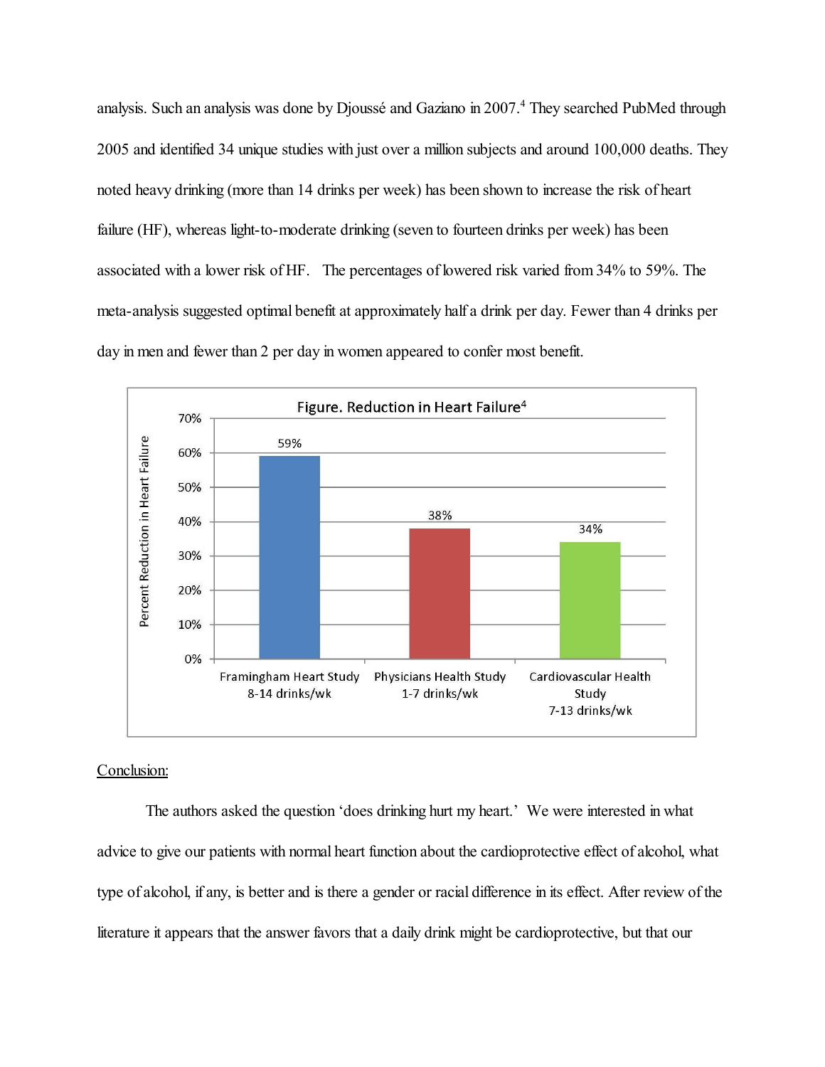analysis. Such an analysis was done by Djoussé and Gaziano in 2007.[4] They searched PubMed through 2005 and identified 34 unique studies with just over a million subjects and around 100,000 deaths. They noted heavy drinking (more than 14 drinks per week) has been shown to increase the risk of heart failure (HF), whereas light-to-moderate drinking (seven to fourteen drinks per week) has been associated with a lower risk of HF. The percentages of lowered risk varied from 34% to 59%. The meta-analysis suggested optimal benefit at approximately half a drink per day. Fewer than 4 drinks per day in men and fewer than 2 per day in women appeared to confer most benefit.

Figure. Reduction in Heart Failure[4]

| Study | Percent Reduction in Heart Failure |
|---|---|
| Framingham Heart Study 8-14 drinks/wk | 59% |
| Physicians Health Study 1-7 drinks/wk | 38% |
| Cardiovascular Health Study 7-13 drinks/wk | 34% |

## Conclusion:

The authors asked the question 'does drinking hurt my heart.' We were interested in what advice to give our patients with normal heart function about the cardioprotective effect of alcohol, what type of alcohol, if any, is better and is there a gender or racial difference in its effect. After review of the literature it appears that the answer favors that a daily drink might be cardioprotective, but that our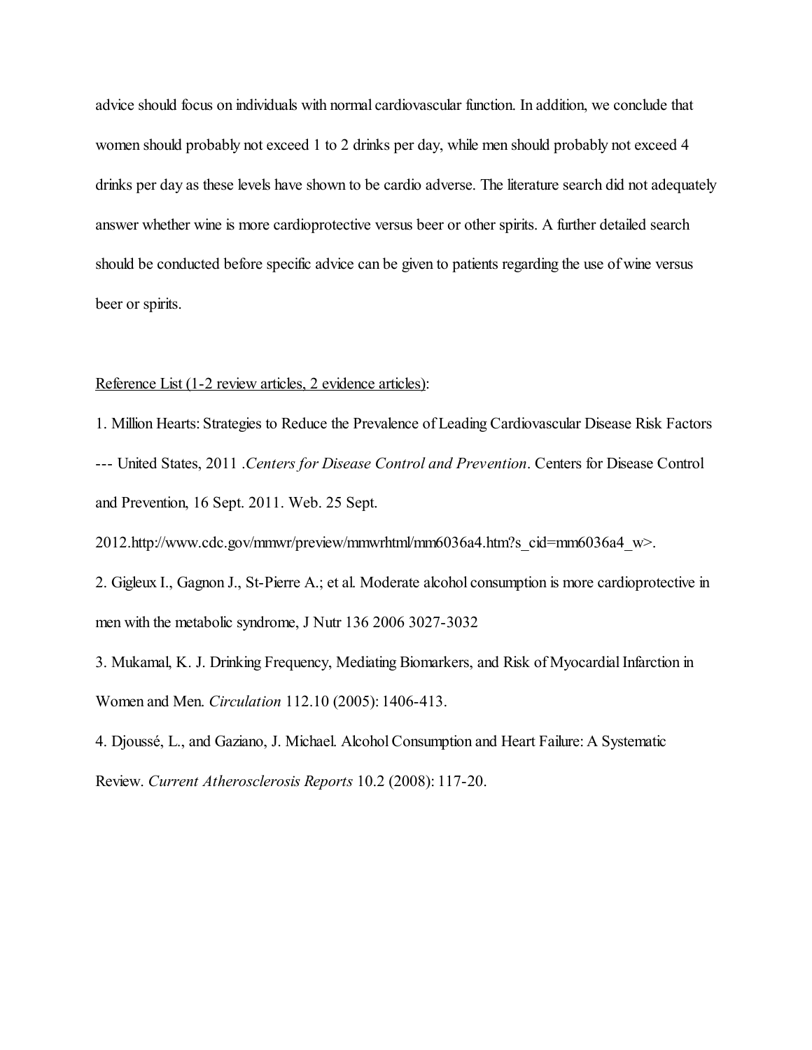advice should focus on individuals with normal cardiovascular function. In addition, we conclude that women should probably not exceed 1 to 2 drinks per day, while men should probably not exceed 4 drinks per day as these levels have shown to be cardio adverse. The literature search did not adequately answer whether wine is more cardioprotective versus beer or other spirits. A further detailed search should be conducted before specific advice can be given to patients regarding the use of wine versus beer or spirits.

<u>Reference List (1-2 review articles, 2 evidence articles)</u>:

1. Million Hearts: Strategies to Reduce the Prevalence of Leading Cardiovascular Disease Risk Factors --- United States, 2011 .*Centers for Disease Control and Prevention*. Centers for Disease Control and Prevention, 16 Sept. 2011. Web. 25 Sept. 2012.http://www.cdc.gov/mmwr/preview/mmwrhtml/mm6036a4.htm?s_cid=mm6036a4_w>.
2. Gigleux I., Gagnon J., St-Pierre A.; et al. Moderate alcohol consumption is more cardioprotective in men with the metabolic syndrome, J Nutr 136 2006 3027-3032
3. Mukamal, K. J. Drinking Frequency, Mediating Biomarkers, and Risk of Myocardial Infarction in Women and Men. *Circulation* 112.10 (2005): 1406-413.
4. Djoussé, L., and Gaziano, J. Michael. Alcohol Consumption and Heart Failure: A Systematic Review. *Current Atherosclerosis Reports* 10.2 (2008): 117-20.